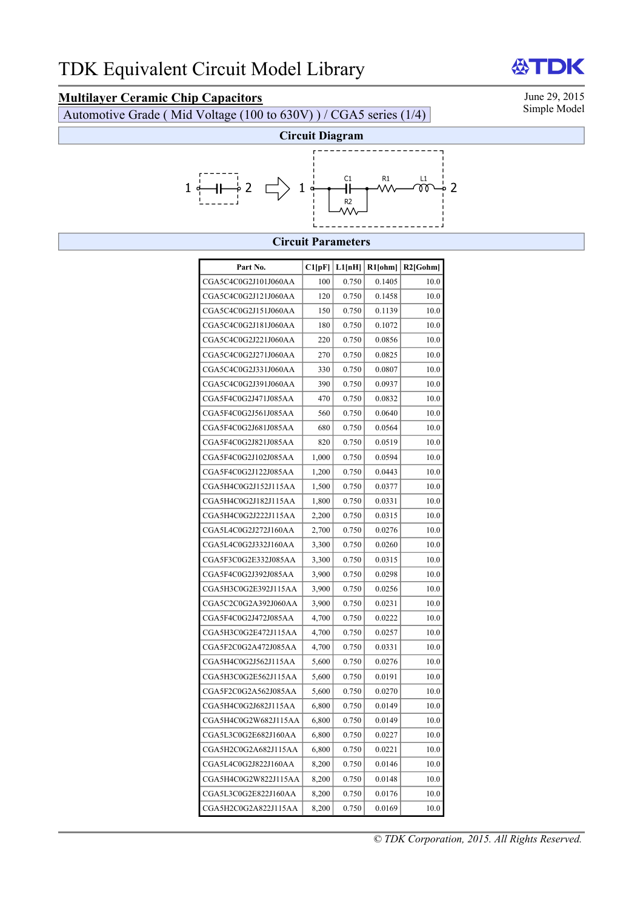# TDK Equivalent Circuit Model Library

## Multilayer Ceramic Chip Capacitors

Automotive Grade ( Mid Voltage (100 to 630V) ) / CGA5 series (1/4)

June 29, 2015
Simple Model

### Circuit Diagram

1 —| |— 2 ⇒ 1 — C1 (parallel R2) — R1 — L1 — 2

### Circuit Parameters

| Part No. | C1[pF] | L1[nH] | R1[ohm] | R2[Gohm] |
|---|---|---|---|---|
| CGA5C4C0G2J101J060AA | 100 | 0.750 | 0.1405 | 10.0 |
| CGA5C4C0G2J121J060AA | 120 | 0.750 | 0.1458 | 10.0 |
| CGA5C4C0G2J151J060AA | 150 | 0.750 | 0.1139 | 10.0 |
| CGA5C4C0G2J181J060AA | 180 | 0.750 | 0.1072 | 10.0 |
| CGA5C4C0G2J221J060AA | 220 | 0.750 | 0.0856 | 10.0 |
| CGA5C4C0G2J271J060AA | 270 | 0.750 | 0.0825 | 10.0 |
| CGA5C4C0G2J331J060AA | 330 | 0.750 | 0.0807 | 10.0 |
| CGA5C4C0G2J391J060AA | 390 | 0.750 | 0.0937 | 10.0 |
| CGA5F4C0G2J471J085AA | 470 | 0.750 | 0.0832 | 10.0 |
| CGA5F4C0G2J561J085AA | 560 | 0.750 | 0.0640 | 10.0 |
| CGA5F4C0G2J681J085AA | 680 | 0.750 | 0.0564 | 10.0 |
| CGA5F4C0G2J821J085AA | 820 | 0.750 | 0.0519 | 10.0 |
| CGA5F4C0G2J102J085AA | 1,000 | 0.750 | 0.0594 | 10.0 |
| CGA5F4C0G2J122J085AA | 1,200 | 0.750 | 0.0443 | 10.0 |
| CGA5H4C0G2J152J115AA | 1,500 | 0.750 | 0.0377 | 10.0 |
| CGA5H4C0G2J182J115AA | 1,800 | 0.750 | 0.0331 | 10.0 |
| CGA5H4C0G2J222J115AA | 2,200 | 0.750 | 0.0315 | 10.0 |
| CGA5L4C0G2J272J160AA | 2,700 | 0.750 | 0.0276 | 10.0 |
| CGA5L4C0G2J332J160AA | 3,300 | 0.750 | 0.0260 | 10.0 |
| CGA5F3C0G2E332J085AA | 3,300 | 0.750 | 0.0315 | 10.0 |
| CGA5F4C0G2J392J085AA | 3,900 | 0.750 | 0.0298 | 10.0 |
| CGA5H3C0G2E392J115AA | 3,900 | 0.750 | 0.0256 | 10.0 |
| CGA5C2C0G2A392J060AA | 3,900 | 0.750 | 0.0231 | 10.0 |
| CGA5F4C0G2J472J085AA | 4,700 | 0.750 | 0.0222 | 10.0 |
| CGA5H3C0G2E472J115AA | 4,700 | 0.750 | 0.0257 | 10.0 |
| CGA5F2C0G2A472J085AA | 4,700 | 0.750 | 0.0331 | 10.0 |
| CGA5H4C0G2J562J115AA | 5,600 | 0.750 | 0.0276 | 10.0 |
| CGA5H3C0G2E562J115AA | 5,600 | 0.750 | 0.0191 | 10.0 |
| CGA5F2C0G2A562J085AA | 5,600 | 0.750 | 0.0270 | 10.0 |
| CGA5H4C0G2J682J115AA | 6,800 | 0.750 | 0.0149 | 10.0 |
| CGA5H4C0G2W682J115AA | 6,800 | 0.750 | 0.0149 | 10.0 |
| CGA5L3C0G2E682J160AA | 6,800 | 0.750 | 0.0227 | 10.0 |
| CGA5H2C0G2A682J115AA | 6,800 | 0.750 | 0.0221 | 10.0 |
| CGA5L4C0G2J822J160AA | 8,200 | 0.750 | 0.0146 | 10.0 |
| CGA5H4C0G2W822J115AA | 8,200 | 0.750 | 0.0148 | 10.0 |
| CGA5L3C0G2E822J160AA | 8,200 | 0.750 | 0.0176 | 10.0 |
| CGA5H2C0G2A822J115AA | 8,200 | 0.750 | 0.0169 | 10.0 |

*© TDK Corporation, 2015. All Rights Reserved.*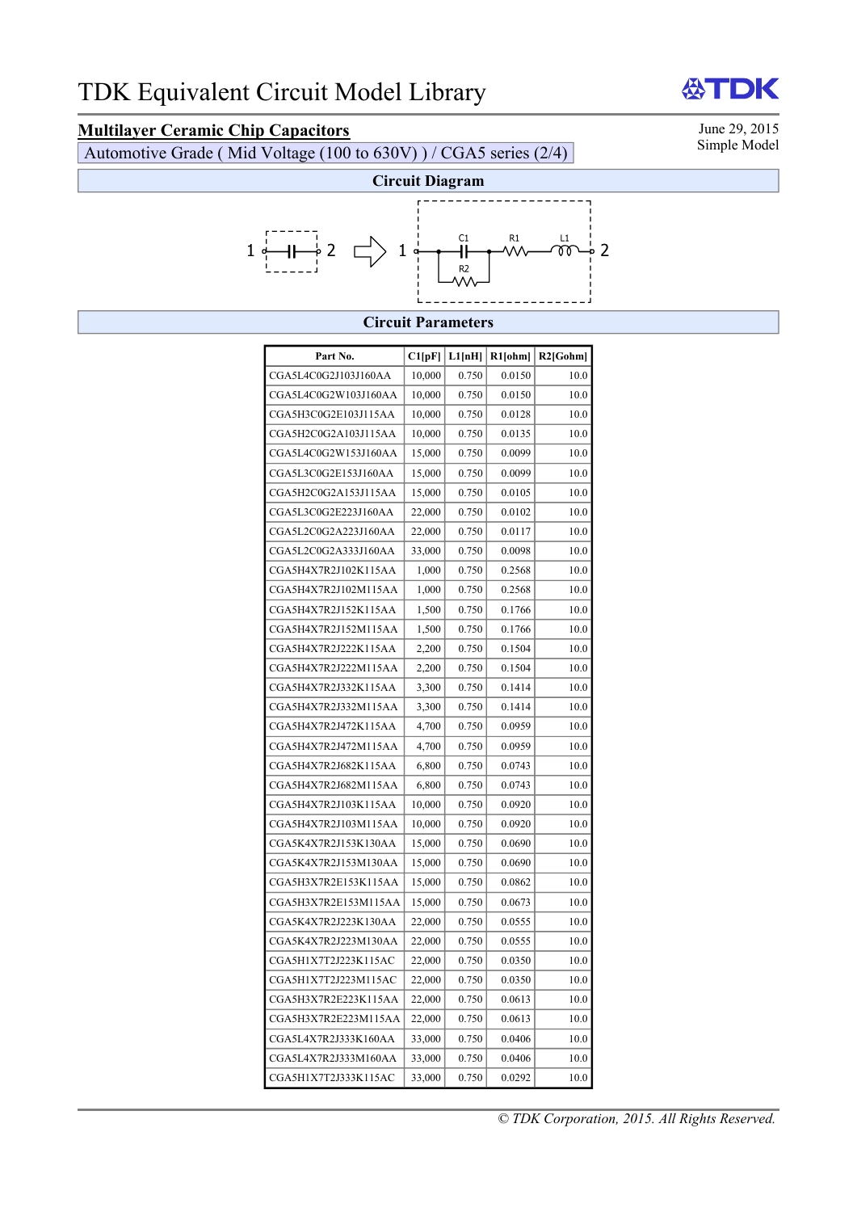# TDK Equivalent Circuit Model Library

## Multilayer Ceramic Chip Capacitors

Automotive Grade ( Mid Voltage (100 to 630V) ) / CGA5 series (2/4)

June 29, 2015
Simple Model

### Circuit Diagram

1 —| |— 2 ⇨ 1 — C1 (parallel R2) — R1 — L1 — 2

### Circuit Parameters

| Part No. | C1[pF] | L1[nH] | R1[ohm] | R2[Gohm] |
|---|---|---|---|---|
| CGA5L4C0G2J103J160AA | 10,000 | 0.750 | 0.0150 | 10.0 |
| CGA5L4C0G2W103J160AA | 10,000 | 0.750 | 0.0150 | 10.0 |
| CGA5H3C0G2E103J115AA | 10,000 | 0.750 | 0.0128 | 10.0 |
| CGA5H2C0G2A103J115AA | 10,000 | 0.750 | 0.0135 | 10.0 |
| CGA5L4C0G2W153J160AA | 15,000 | 0.750 | 0.0099 | 10.0 |
| CGA5L3C0G2E153J160AA | 15,000 | 0.750 | 0.0099 | 10.0 |
| CGA5H2C0G2A153J115AA | 15,000 | 0.750 | 0.0105 | 10.0 |
| CGA5L3C0G2E223J160AA | 22,000 | 0.750 | 0.0102 | 10.0 |
| CGA5L2C0G2A223J160AA | 22,000 | 0.750 | 0.0117 | 10.0 |
| CGA5L2C0G2A333J160AA | 33,000 | 0.750 | 0.0098 | 10.0 |
| CGA5H4X7R2J102K115AA | 1,000 | 0.750 | 0.2568 | 10.0 |
| CGA5H4X7R2J102M115AA | 1,000 | 0.750 | 0.2568 | 10.0 |
| CGA5H4X7R2J152K115AA | 1,500 | 0.750 | 0.1766 | 10.0 |
| CGA5H4X7R2J152M115AA | 1,500 | 0.750 | 0.1766 | 10.0 |
| CGA5H4X7R2J222K115AA | 2,200 | 0.750 | 0.1504 | 10.0 |
| CGA5H4X7R2J222M115AA | 2,200 | 0.750 | 0.1504 | 10.0 |
| CGA5H4X7R2J332K115AA | 3,300 | 0.750 | 0.1414 | 10.0 |
| CGA5H4X7R2J332M115AA | 3,300 | 0.750 | 0.1414 | 10.0 |
| CGA5H4X7R2J472K115AA | 4,700 | 0.750 | 0.0959 | 10.0 |
| CGA5H4X7R2J472M115AA | 4,700 | 0.750 | 0.0959 | 10.0 |
| CGA5H4X7R2J682K115AA | 6,800 | 0.750 | 0.0743 | 10.0 |
| CGA5H4X7R2J682M115AA | 6,800 | 0.750 | 0.0743 | 10.0 |
| CGA5H4X7R2J103K115AA | 10,000 | 0.750 | 0.0920 | 10.0 |
| CGA5H4X7R2J103M115AA | 10,000 | 0.750 | 0.0920 | 10.0 |
| CGA5K4X7R2J153K130AA | 15,000 | 0.750 | 0.0690 | 10.0 |
| CGA5K4X7R2J153M130AA | 15,000 | 0.750 | 0.0690 | 10.0 |
| CGA5H3X7R2E153K115AA | 15,000 | 0.750 | 0.0862 | 10.0 |
| CGA5H3X7R2E153M115AA | 15,000 | 0.750 | 0.0673 | 10.0 |
| CGA5K4X7R2J223K130AA | 22,000 | 0.750 | 0.0555 | 10.0 |
| CGA5K4X7R2J223M130AA | 22,000 | 0.750 | 0.0555 | 10.0 |
| CGA5H1X7T2J223K115AC | 22,000 | 0.750 | 0.0350 | 10.0 |
| CGA5H1X7T2J223M115AC | 22,000 | 0.750 | 0.0350 | 10.0 |
| CGA5H3X7R2E223K115AA | 22,000 | 0.750 | 0.0613 | 10.0 |
| CGA5H3X7R2E223M115AA | 22,000 | 0.750 | 0.0613 | 10.0 |
| CGA5L4X7R2J333K160AA | 33,000 | 0.750 | 0.0406 | 10.0 |
| CGA5L4X7R2J333M160AA | 33,000 | 0.750 | 0.0406 | 10.0 |
| CGA5H1X7T2J333K115AC | 33,000 | 0.750 | 0.0292 | 10.0 |

*© TDK Corporation, 2015. All Rights Reserved.*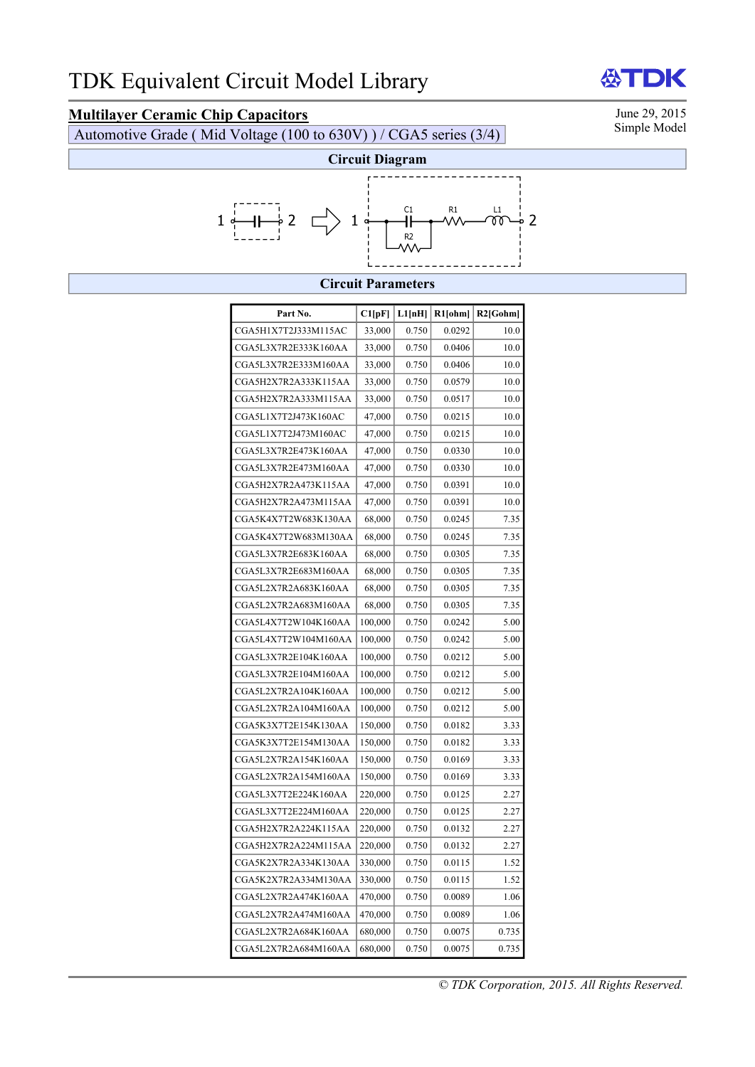# TDK Equivalent Circuit Model Library

## Multilayer Ceramic Chip Capacitors

June 29, 2015
Simple Model

Automotive Grade ( Mid Voltage (100 to 630V) ) / CGA5 series (3/4)

### Circuit Diagram

1 —[C]— 2 ⇒ 1 —[C1 ∥ R2]— R1 — L1 — 2

### Circuit Parameters

| Part No. | C1[pF] | L1[nH] | R1[ohm] | R2[Gohm] |
|---|---|---|---|---|
| CGA5H1X7T2J333M115AC | 33,000 | 0.750 | 0.0292 | 10.0 |
| CGA5L3X7R2E333K160AA | 33,000 | 0.750 | 0.0406 | 10.0 |
| CGA5L3X7R2E333M160AA | 33,000 | 0.750 | 0.0406 | 10.0 |
| CGA5H2X7R2A333K115AA | 33,000 | 0.750 | 0.0579 | 10.0 |
| CGA5H2X7R2A333M115AA | 33,000 | 0.750 | 0.0517 | 10.0 |
| CGA5L1X7T2J473K160AC | 47,000 | 0.750 | 0.0215 | 10.0 |
| CGA5L1X7T2J473M160AC | 47,000 | 0.750 | 0.0215 | 10.0 |
| CGA5L3X7R2E473K160AA | 47,000 | 0.750 | 0.0330 | 10.0 |
| CGA5L3X7R2E473M160AA | 47,000 | 0.750 | 0.0330 | 10.0 |
| CGA5H2X7R2A473K115AA | 47,000 | 0.750 | 0.0391 | 10.0 |
| CGA5H2X7R2A473M115AA | 47,000 | 0.750 | 0.0391 | 10.0 |
| CGA5K4X7T2W683K130AA | 68,000 | 0.750 | 0.0245 | 7.35 |
| CGA5K4X7T2W683M130AA | 68,000 | 0.750 | 0.0245 | 7.35 |
| CGA5L3X7R2E683K160AA | 68,000 | 0.750 | 0.0305 | 7.35 |
| CGA5L3X7R2E683M160AA | 68,000 | 0.750 | 0.0305 | 7.35 |
| CGA5L2X7R2A683K160AA | 68,000 | 0.750 | 0.0305 | 7.35 |
| CGA5L2X7R2A683M160AA | 68,000 | 0.750 | 0.0305 | 7.35 |
| CGA5L4X7T2W104K160AA | 100,000 | 0.750 | 0.0242 | 5.00 |
| CGA5L4X7T2W104M160AA | 100,000 | 0.750 | 0.0242 | 5.00 |
| CGA5L3X7R2E104K160AA | 100,000 | 0.750 | 0.0212 | 5.00 |
| CGA5L3X7R2E104M160AA | 100,000 | 0.750 | 0.0212 | 5.00 |
| CGA5L2X7R2A104K160AA | 100,000 | 0.750 | 0.0212 | 5.00 |
| CGA5L2X7R2A104M160AA | 100,000 | 0.750 | 0.0212 | 5.00 |
| CGA5K3X7T2E154K130AA | 150,000 | 0.750 | 0.0182 | 3.33 |
| CGA5K3X7T2E154M130AA | 150,000 | 0.750 | 0.0182 | 3.33 |
| CGA5L2X7R2A154K160AA | 150,000 | 0.750 | 0.0169 | 3.33 |
| CGA5L2X7R2A154M160AA | 150,000 | 0.750 | 0.0169 | 3.33 |
| CGA5L3X7T2E224K160AA | 220,000 | 0.750 | 0.0125 | 2.27 |
| CGA5L3X7T2E224M160AA | 220,000 | 0.750 | 0.0125 | 2.27 |
| CGA5H2X7R2A224K115AA | 220,000 | 0.750 | 0.0132 | 2.27 |
| CGA5H2X7R2A224M115AA | 220,000 | 0.750 | 0.0132 | 2.27 |
| CGA5K2X7R2A334K130AA | 330,000 | 0.750 | 0.0115 | 1.52 |
| CGA5K2X7R2A334M130AA | 330,000 | 0.750 | 0.0115 | 1.52 |
| CGA5L2X7R2A474K160AA | 470,000 | 0.750 | 0.0089 | 1.06 |
| CGA5L2X7R2A474M160AA | 470,000 | 0.750 | 0.0089 | 1.06 |
| CGA5L2X7R2A684K160AA | 680,000 | 0.750 | 0.0075 | 0.735 |
| CGA5L2X7R2A684M160AA | 680,000 | 0.750 | 0.0075 | 0.735 |

*© TDK Corporation, 2015. All Rights Reserved.*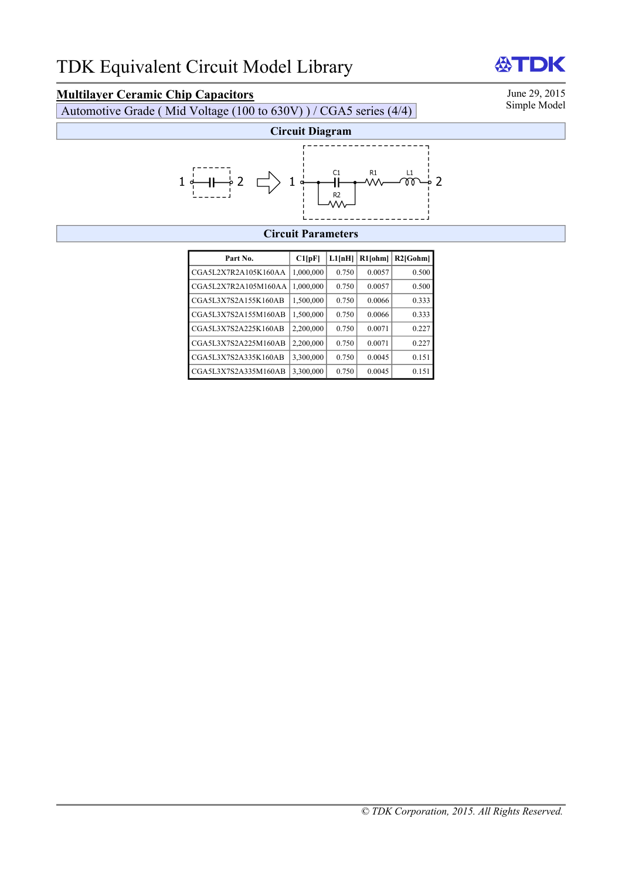# TDK Equivalent Circuit Model Library

## Multilayer Ceramic Chip Capacitors

Automotive Grade ( Mid Voltage (100 to 630V) ) / CGA5 series (4/4)

June 29, 2015
Simple Model

### Circuit Diagram

1 2 1 C1 R1 L1 2
R2

### Circuit Parameters

| Part No. | C1[pF] | L1[nH] | R1[ohm] | R2[Gohm] |
|---|---|---|---|---|
| CGA5L2X7R2A105K160AA | 1,000,000 | 0.750 | 0.0057 | 0.500 |
| CGA5L2X7R2A105M160AA | 1,000,000 | 0.750 | 0.0057 | 0.500 |
| CGA5L3X7S2A155K160AB | 1,500,000 | 0.750 | 0.0066 | 0.333 |
| CGA5L3X7S2A155M160AB | 1,500,000 | 0.750 | 0.0066 | 0.333 |
| CGA5L3X7S2A225K160AB | 2,200,000 | 0.750 | 0.0071 | 0.227 |
| CGA5L3X7S2A225M160AB | 2,200,000 | 0.750 | 0.0071 | 0.227 |
| CGA5L3X7S2A335K160AB | 3,300,000 | 0.750 | 0.0045 | 0.151 |
| CGA5L3X7S2A335M160AB | 3,300,000 | 0.750 | 0.0045 | 0.151 |

*© TDK Corporation, 2015. All Rights Reserved.*